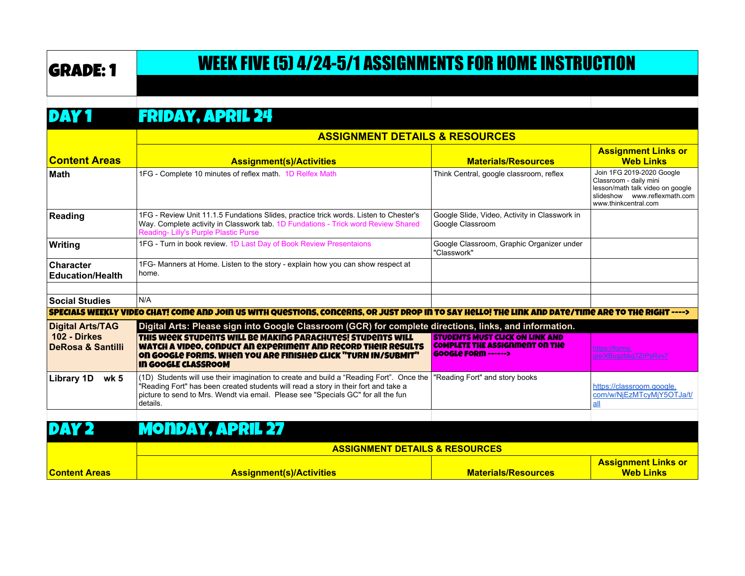# GRADE: 1

# WEEK FIVE (5) 4/24-5/1 ASSIGNMENTS FOR HOME INSTRUCTION

## DAY 1 FRIDAY, APRIL 24

| Content Areas | Assignment(s)/Activities | Materials/Resources | Assignment Links or Web Links |
|---|---|---|---|
| | **ASSIGNMENT DETAILS & RESOURCES** | | |
| **Math** | 1FG - Complete 10 minutes of reflex math. 1D Relfex Math | Think Central, google classroom, reflex | Join 1FG 2019-2020 Google Classroom - daily mini lesson/math talk video on google slideshow www.reflexmath.com www.thinkcentral.com |
| **Reading** | 1FG - Review Unit 11.1.5 Fundations Slides, practice trick words. Listen to Chester's Way. Complete activity in Classwork tab. 1D Fundations - Trick word Review Shared Reading- Lilly's Purple Plastic Purse | Google Slide, Video, Activity in Classwork in Google Classroom | |
| **Writing** | 1FG - Turn in book review. 1D Last Day of Book Review Presentaions | Google Classroom, Graphic Organizer under "Classwork" | |
| **Character Education/Health** | 1FG- Manners at Home. Listen to the story - explain how you can show respect at home. | | |
| | | | |
| **Social Studies** | N/A | | |
| **SPECIALS WEEKLY VIDEO CHAT! Come and join us with questions, concerns, or just drop in to say hello! The link and date/time are to the right ---->** | | | |
| **Digital Arts/TAG 102 - Dirkes DeRosa & Santilli** | **Digital Arts: Please sign into Google Classroom (GCR) for complete directions, links, and information.** **THIS WEEK STUDENTS WILL BE MAKING PARACHUTES! STUDENTS WILL WATCH A VIDEO, CONDUCT AN EXPERIMENT AND RECORD THEIR RESULTS ON GOOGLE FORMS. WHEN YOU ARE FINISHED CLICK "TURN IN/SUBMIT" IN GOOGLE CLASSROOM** | **STUDENTS MUST CLICK ON LINK AND COMPLETE THE ASSIGNMENT ON THE GOOGLE FORM ------>** | https://forms.gle/XBugzbkq7ZrPsRvv7 |
| **Library 1D wk 5** | (1D) Students will use their imagination to create and build a "Reading Fort". Once the "Reading Fort" has been created students will read a story in their fort and take a picture to send to Mrs. Wendt via email. Please see "Specials GC" for all the fun details. | "Reading Fort" and story books | https://classroom.google.com/w/NjEzMTcyMjY5OTJa/t/all |

## DAY 2 MONDAY, APRIL 27

| Content Areas | Assignment(s)/Activities | Materials/Resources | Assignment Links or Web Links |
|---|---|---|---|
| | **ASSIGNMENT DETAILS & RESOURCES** | | |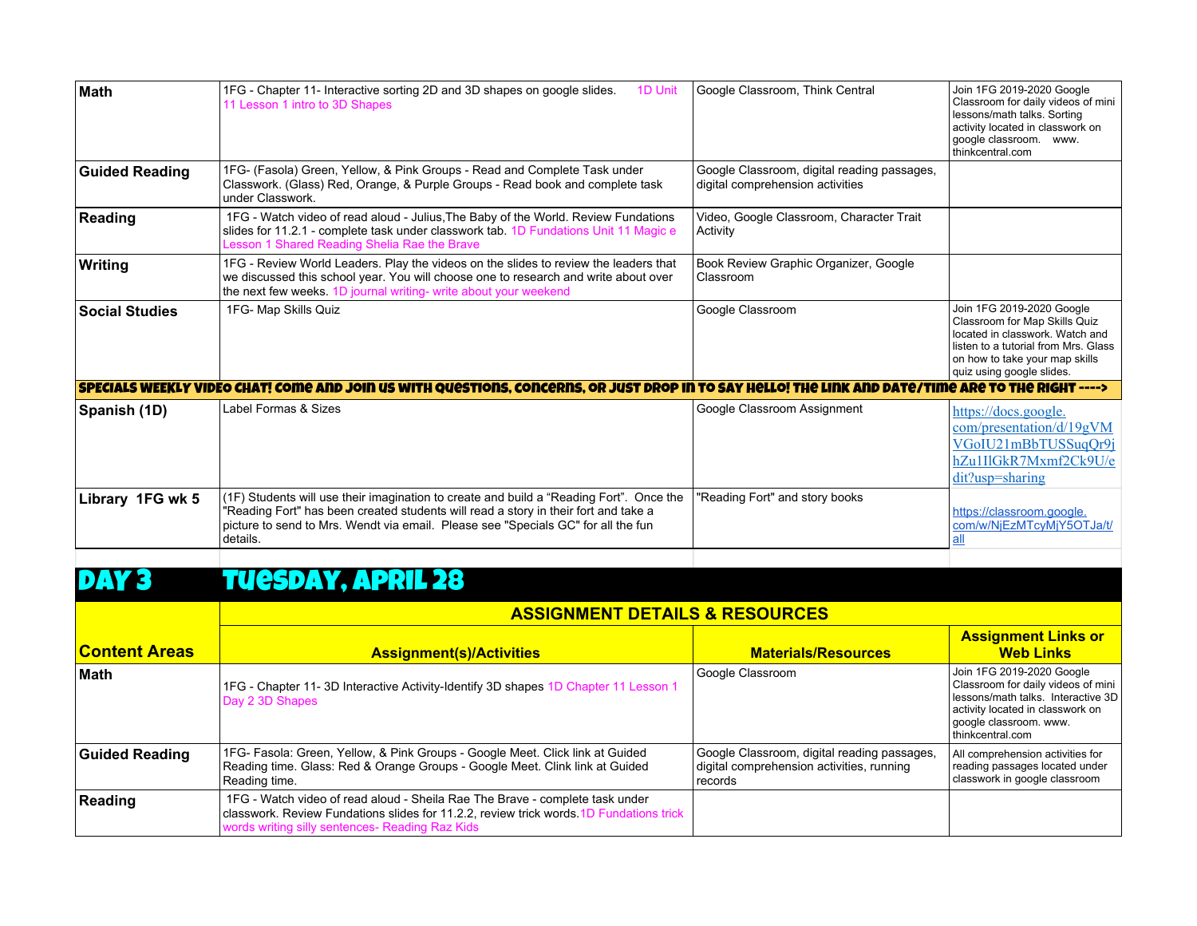| Math | 1FG - Chapter 11- Interactive sorting 2D and 3D shapes on google slides. 1D Unit 11 Lesson 1 intro to 3D Shapes | Google Classroom, Think Central | Join 1FG 2019-2020 Google Classroom for daily videos of mini lessons/math talks. Sorting activity located in classwork on google classroom. www. thinkcentral.com |
|---|---|---|---|
| Guided Reading | 1FG- (Fasola) Green, Yellow, & Pink Groups - Read and Complete Task under Classwork. (Glass) Red, Orange, & Purple Groups - Read book and complete task under Classwork. | Google Classroom, digital reading passages, digital comprehension activities | |
| Reading | 1FG - Watch video of read aloud - Julius,The Baby of the World. Review Fundations slides for 11.2.1 - complete task under classwork tab. 1D Fundations Unit 11 Magic e Lesson 1 Shared Reading Shelia Rae the Brave | Video, Google Classroom, Character Trait Activity | |
| Writing | 1FG - Review World Leaders. Play the videos on the slides to review the leaders that we discussed this school year. You will choose one to research and write about over the next few weeks. 1D journal writing- write about your weekend | Book Review Graphic Organizer, Google Classroom | |
| Social Studies | 1FG- Map Skills Quiz | Google Classroom | Join 1FG 2019-2020 Google Classroom for Map Skills Quiz located in classwork. Watch and listen to a tutorial from Mrs. Glass on how to take your map skills quiz using google slides. |
| **SPECIALS WEEKLY VIDEO CHAT! Come and join us with questions, concerns, or just drop in to say hello! The link and date/time are to the right ---->** | | | |
| Spanish (1D) | Label Formas & Sizes | Google Classroom Assignment | https://docs.google.com/presentation/d/19gVMVGoIU21mBbTUSSuqQr9jhZu1IlGkR7Mxmf2Ck9U/edit?usp=sharing |
| Library 1FG wk 5 | (1F) Students will use their imagination to create and build a "Reading Fort". Once the "Reading Fort" has been created students will read a story in their fort and take a picture to send to Mrs. Wendt via email. Please see "Specials GC" for all the fun details. | "Reading Fort" and story books | https://classroom.google.com/w/NjEzMTcyMjY5OTJa/t/all |

# DAY 3 TUESDAY, APRIL 28

| Content Areas | **ASSIGNMENT DETAILS & RESOURCES** | | |
|---|---|---|---|
| | **Assignment(s)/Activities** | **Materials/Resources** | **Assignment Links or Web Links** |
| Math | 1FG - Chapter 11- 3D Interactive Activity-Identify 3D shapes 1D Chapter 11 Lesson 1 Day 2 3D Shapes | Google Classroom | Join 1FG 2019-2020 Google Classroom for daily videos of mini lessons/math talks. Interactive 3D activity located in classwork on google classroom. www. thinkcentral.com |
| Guided Reading | 1FG- Fasola: Green, Yellow, & Pink Groups - Google Meet. Click link at Guided Reading time. Glass: Red & Orange Groups - Google Meet. Clink link at Guided Reading time. | Google Classroom, digital reading passages, digital comprehension activities, running records | All comprehension activities for reading passages located under classwork in google classroom |
| Reading | 1FG - Watch video of read aloud - Sheila Rae The Brave - complete task under classwork. Review Fundations slides for 11.2.2, review trick words.1D Fundations trick words writing silly sentences- Reading Raz Kids | | |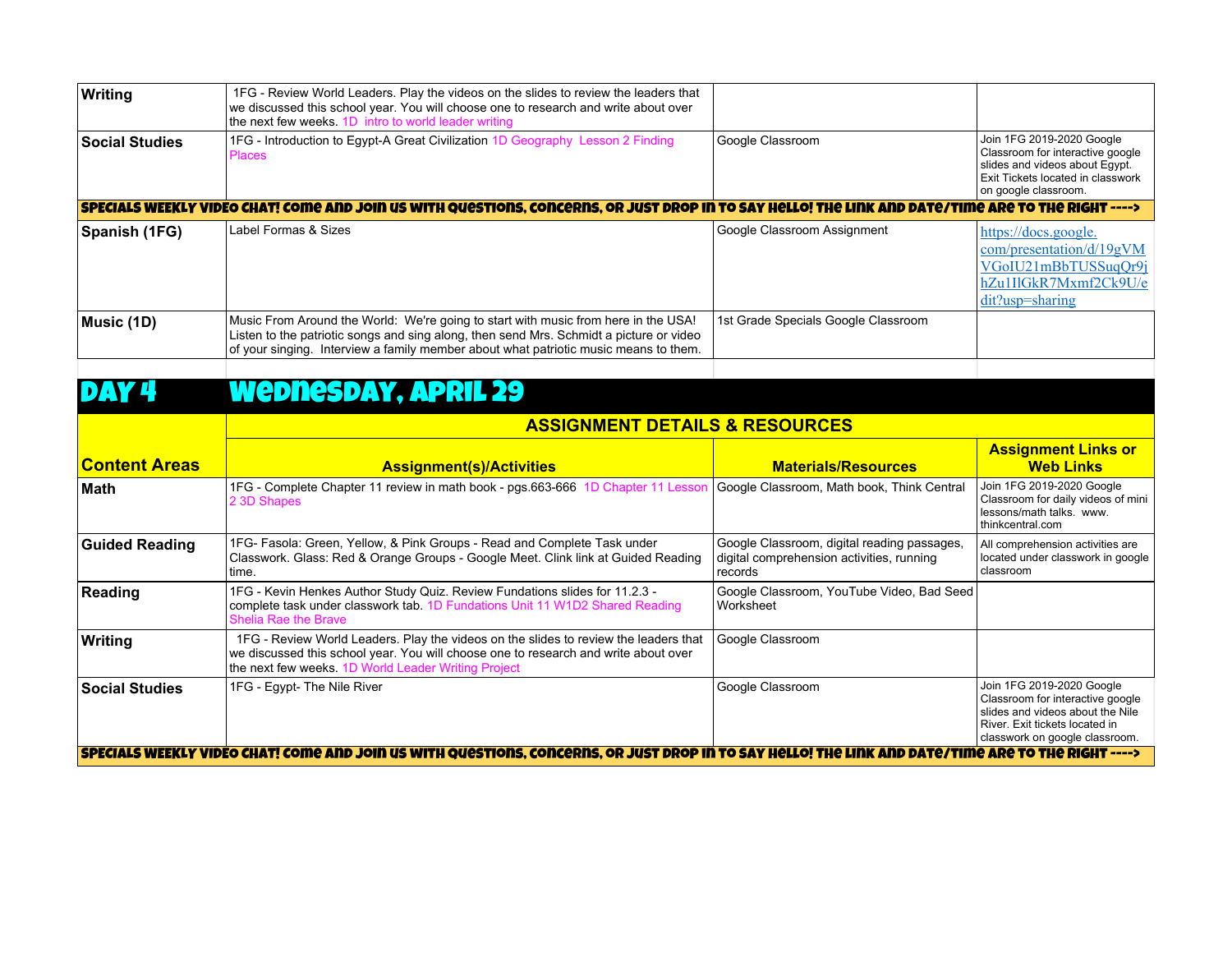| | | | |
|---|---|---|---|
| **Writing** | 1FG - Review World Leaders. Play the videos on the slides to review the leaders that we discussed this school year. You will choose one to research and write about over the next few weeks. 1D intro to world leader writing | | |
| **Social Studies** | 1FG - Introduction to Egypt-A Great Civilization 1D Geography Lesson 2 Finding Places | Google Classroom | Join 1FG 2019-2020 Google Classroom for interactive google slides and videos about Egypt. Exit Tickets located in classwork on google classroom. |
| **SPECIALS WEEKLY VIDEO CHAT! Come and join us with questions, concerns, or just drop in to say hello! The link and date/time are to the right ---->** | | | |
| **Spanish (1FG)** | Label Formas & Sizes | Google Classroom Assignment | https://docs.google.com/presentation/d/19gVMVGoIU21mBbTUSSuqQr9jhZu1IlGkR7Mxmf2Ck9U/edit?usp=sharing |
| **Music (1D)** | Music From Around the World: We're going to start with music from here in the USA! Listen to the patriotic songs and sing along, then send Mrs. Schmidt a picture or video of your singing. Interview a family member about what patriotic music means to them. | 1st Grade Specials Google Classroom | |

# DAY 4 WEDNESDAY, APRIL 29

| **Content Areas** | **ASSIGNMENT DETAILS & RESOURCES** | | |
|---|---|---|---|
| | **Assignment(s)/Activities** | **Materials/Resources** | **Assignment Links or Web Links** |
| **Math** | 1FG - Complete Chapter 11 review in math book - pgs.663-666 1D Chapter 11 Lesson 2 3D Shapes | Google Classroom, Math book, Think Central | Join 1FG 2019-2020 Google Classroom for daily videos of mini lessons/math talks. www.thinkcentral.com |
| **Guided Reading** | 1FG- Fasola: Green, Yellow, & Pink Groups - Read and Complete Task under Classwork. Glass: Red & Orange Groups - Google Meet. Clink link at Guided Reading time. | Google Classroom, digital reading passages, digital comprehension activities, running records | All comprehension activities are located under classwork in google classroom |
| **Reading** | 1FG - Kevin Henkes Author Study Quiz. Review Fundations slides for 11.2.3 - complete task under classwork tab. 1D Fundations Unit 11 W1D2 Shared Reading Shelia Rae the Brave | Google Classroom, YouTube Video, Bad Seed Worksheet | |
| **Writing** | 1FG - Review World Leaders. Play the videos on the slides to review the leaders that we discussed this school year. You will choose one to research and write about over the next few weeks. 1D World Leader Writing Project | Google Classroom | |
| **Social Studies** | 1FG - Egypt- The Nile River | Google Classroom | Join 1FG 2019-2020 Google Classroom for interactive google slides and videos about the Nile River. Exit tickets located in classwork on google classroom. |
| **SPECIALS WEEKLY VIDEO CHAT! Come and join us with questions, concerns, or just drop in to say hello! The link and date/time are to the right ---->** | | | |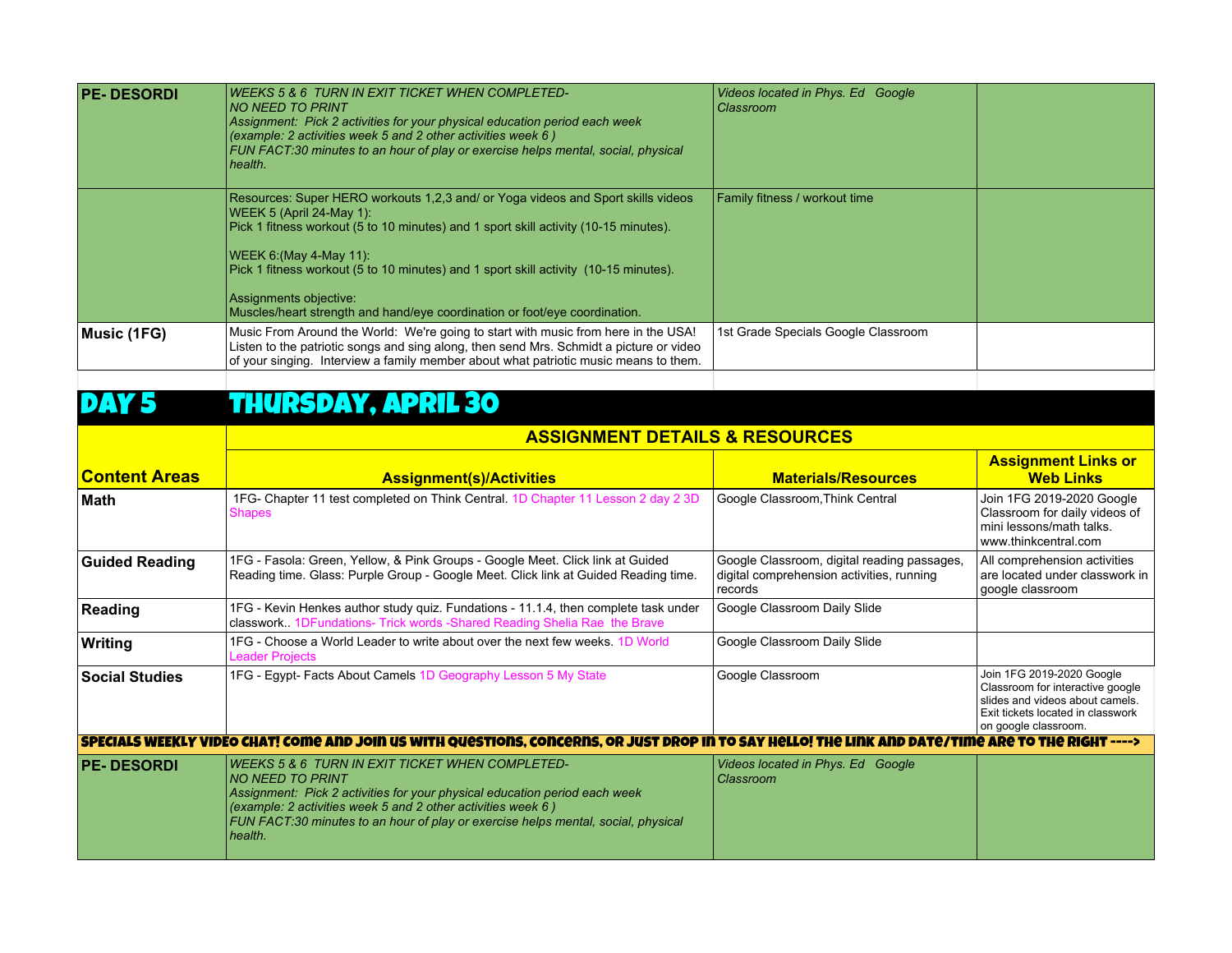| PE- DESORDI | *WEEKS 5 & 6 TURN IN EXIT TICKET WHEN COMPLETED- NO NEED TO PRINT Assignment: Pick 2 activities for your physical education period each week (example: 2 activities week 5 and 2 other activities week 6 ) FUN FACT:30 minutes to an hour of play or exercise helps mental, social, physical health.* | *Videos located in Phys. Ed Google Classroom* | |
|---|---|---|---|
| | Resources: Super HERO workouts 1,2,3 and/ or Yoga videos and Sport skills videos<br>WEEK 5 (April 24-May 1):<br>Pick 1 fitness workout (5 to 10 minutes) and 1 sport skill activity (10-15 minutes).<br><br>WEEK 6:(May 4-May 11):<br>Pick 1 fitness workout (5 to 10 minutes) and 1 sport skill activity (10-15 minutes).<br><br>Assignments objective:<br>Muscles/heart strength and hand/eye coordination or foot/eye coordination. | Family fitness / workout time | |
| **Music (1FG)** | Music From Around the World: We're going to start with music from here in the USA! Listen to the patriotic songs and sing along, then send Mrs. Schmidt a picture or video of your singing. Interview a family member about what patriotic music means to them. | 1st Grade Specials Google Classroom | |

# DAY 5 THURSDAY, APRIL 30

| | ASSIGNMENT DETAILS & RESOURCES | | |
|---|---|---|---|
| **Content Areas** | **Assignment(s)/Activities** | **Materials/Resources** | **Assignment Links or Web Links** |
| **Math** | 1FG- Chapter 11 test completed on Think Central. 1D Chapter 11 Lesson 2 day 2 3D Shapes | Google Classroom,Think Central | Join 1FG 2019-2020 Google Classroom for daily videos of mini lessons/math talks. www.thinkcentral.com |
| **Guided Reading** | 1FG - Fasola: Green, Yellow, & Pink Groups - Google Meet. Click link at Guided Reading time. Glass: Purple Group - Google Meet. Click link at Guided Reading time. | Google Classroom, digital reading passages, digital comprehension activities, running records | All comprehension activities are located under classwork in google classroom |
| **Reading** | 1FG - Kevin Henkes author study quiz. Fundations - 11.1.4, then complete task under classwork.. 1DFundations- Trick words -Shared Reading Shelia Rae the Brave | Google Classroom Daily Slide | |
| **Writing** | 1FG - Choose a World Leader to write about over the next few weeks. 1D World Leader Projects | Google Classroom Daily Slide | |
| **Social Studies** | 1FG - Egypt- Facts About Camels 1D Geography Lesson 5 My State | Google Classroom | Join 1FG 2019-2020 Google Classroom for interactive google slides and videos about camels. Exit tickets located in classwork on google classroom. |
| **SPECIALS WEEKLY VIDEO CHAT! COME AND JOIN US WITH QUESTIONS, CONCERNS, OR JUST DROP IN TO SAY HELLO! THE LINK AND DATE/TIME ARE TO THE RIGHT ---->** | | | |
| **PE- DESORDI** | *WEEKS 5 & 6 TURN IN EXIT TICKET WHEN COMPLETED- NO NEED TO PRINT Assignment: Pick 2 activities for your physical education period each week (example: 2 activities week 5 and 2 other activities week 6 ) FUN FACT:30 minutes to an hour of play or exercise helps mental, social, physical health.* | *Videos located in Phys. Ed Google Classroom* | |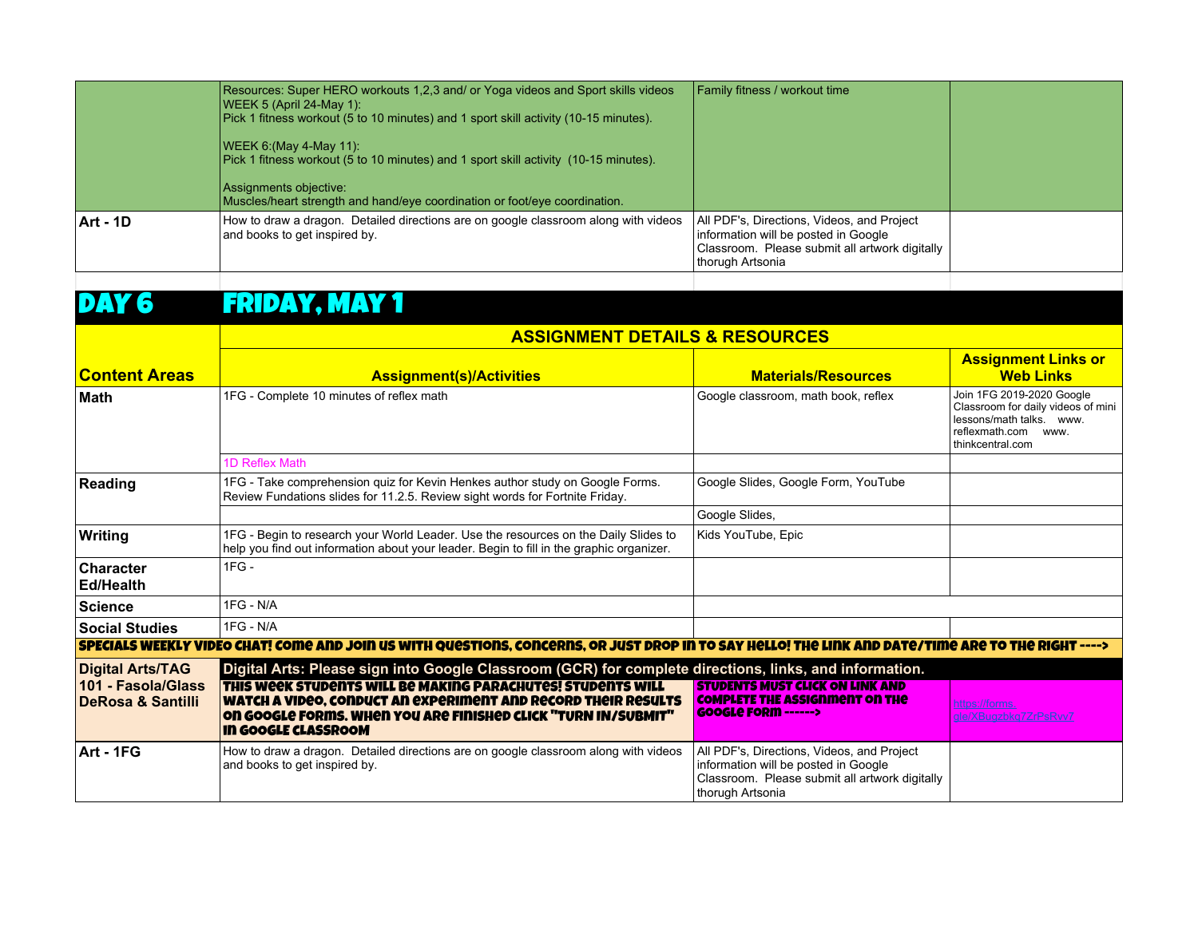| | | | |
|---|---|---|---|
| | Resources: Super HERO workouts 1,2,3 and/ or Yoga videos and Sport skills videos<br>WEEK 5 (April 24-May 1):<br>Pick 1 fitness workout (5 to 10 minutes) and 1 sport skill activity (10-15 minutes).<br><br>WEEK 6:(May 4-May 11):<br>Pick 1 fitness workout (5 to 10 minutes) and 1 sport skill activity (10-15 minutes).<br><br>Assignments objective:<br>Muscles/heart strength and hand/eye coordination or foot/eye coordination. | Family fitness / workout time | |
| **Art - 1D** | How to draw a dragon. Detailed directions are on google classroom along with videos and books to get inspired by. | All PDF's, Directions, Videos, and Project information will be posted in Google Classroom. Please submit all artwork digitally thorugh Artsonia | |

# DAY 6 FRIDAY, MAY 1

| **Content Areas** | **ASSIGNMENT DETAILS & RESOURCES**<br>**Assignment(s)/Activities** | **Materials/Resources** | **Assignment Links or Web Links** |
|---|---|---|---|
| **Math** | 1FG - Complete 10 minutes of reflex math | Google classroom, math book, reflex | Join 1FG 2019-2020 Google Classroom for daily videos of mini lessons/math talks. www.reflexmath.com www.thinkcentral.com |
| | 1D Reflex Math | | |
| **Reading** | 1FG - Take comprehension quiz for Kevin Henkes author study on Google Forms. Review Fundations slides for 11.2.5. Review sight words for Fortnite Friday. | Google Slides, Google Form, YouTube | |
| | | Google Slides, | |
| **Writing** | 1FG - Begin to research your World Leader. Use the resources on the Daily Slides to help you find out information about your leader. Begin to fill in the graphic organizer. | Kids YouTube, Epic | |
| **Character Ed/Health** | 1FG - | | |
| **Science** | 1FG - N/A | | |
| **Social Studies** | 1FG - N/A | | |
| **SPECIALS WEEKLY VIDEO CHAT! COME AND JOIN US WITH QUESTIONS, CONCERNS, OR JUST DROP IN TO SAY HELLO! THE LINK AND DATE/TIME ARE TO THE RIGHT ---->** | | | |
| **Digital Arts/TAG 101 - Fasola/Glass DeRosa & Santilli** | **Digital Arts: Please sign into Google Classroom (GCR) for complete directions, links, and information.**<br>**THIS WEEK STUDENTS WILL BE MAKING PARACHUTES! STUDENTS WILL WATCH A VIDEO, CONDUCT AN EXPERIMENT AND RECORD THEIR RESULTS ON GOOGLE FORMS. WHEN YOU ARE FINISHED CLICK "TURN IN/SUBMIT" IN GOOGLE CLASSROOM** | **STUDENTS MUST CLICK ON LINK AND COMPLETE THE ASSIGNMENT ON THE GOOGLE FORM ------>** | https://forms.gle/XBugzbkq7ZrPsRvv7 |
| **Art - 1FG** | How to draw a dragon. Detailed directions are on google classroom along with videos and books to get inspired by. | All PDF's, Directions, Videos, and Project information will be posted in Google Classroom. Please submit all artwork digitally thorugh Artsonia | |